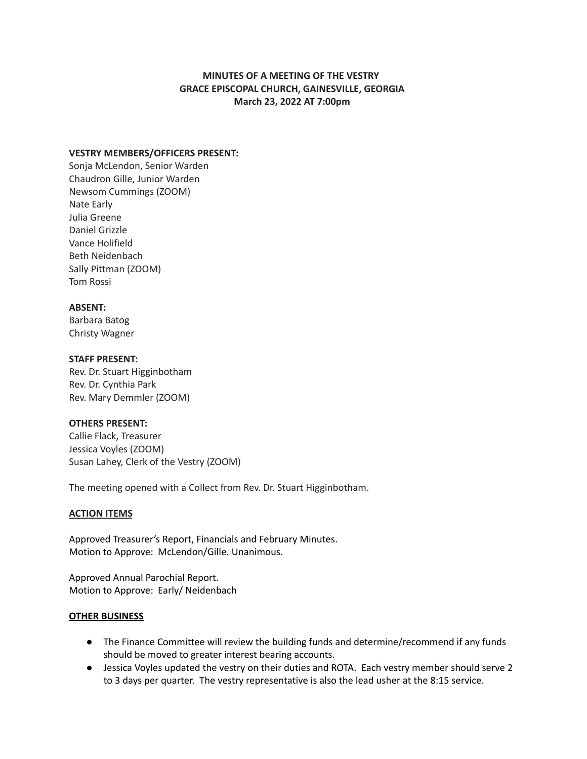# MINUTES OF A MEETING OF THE VESTRY
# GRACE EPISCOPAL CHURCH, GAINESVILLE, GEORGIA
# March 23, 2022 AT 7:00pm

**VESTRY MEMBERS/OFFICERS PRESENT:**
Sonja McLendon, Senior Warden
Chaudron Gille, Junior Warden
Newsom Cummings (ZOOM)
Nate Early
Julia Greene
Daniel Grizzle
Vance Holifield
Beth Neidenbach
Sally Pittman (ZOOM)
Tom Rossi

**ABSENT:**
Barbara Batog
Christy Wagner

**STAFF PRESENT:**
Rev. Dr. Stuart Higginbotham
Rev. Dr. Cynthia Park
Rev. Mary Demmler (ZOOM)

**OTHERS PRESENT:**
Callie Flack, Treasurer
Jessica Voyles (ZOOM)
Susan Lahey, Clerk of the Vestry (ZOOM)

The meeting opened with a Collect from Rev. Dr. Stuart Higginbotham.

## ACTION ITEMS

Approved Treasurer's Report, Financials and February Minutes.
Motion to Approve: McLendon/Gille. Unanimous.

Approved Annual Parochial Report.
Motion to Approve: Early/ Neidenbach

## OTHER BUSINESS

- The Finance Committee will review the building funds and determine/recommend if any funds should be moved to greater interest bearing accounts.
- Jessica Voyles updated the vestry on their duties and ROTA. Each vestry member should serve 2 to 3 days per quarter. The vestry representative is also the lead usher at the 8:15 service.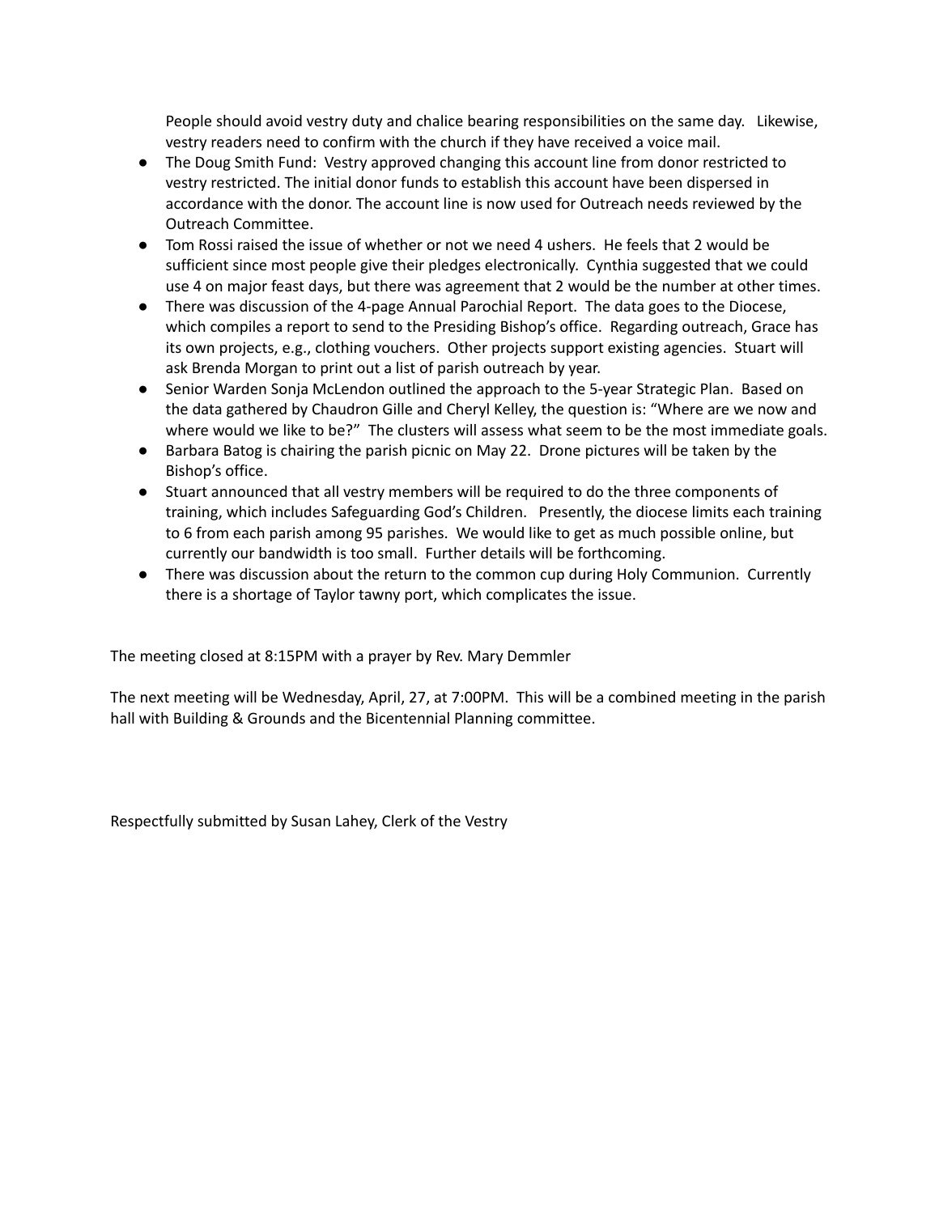People should avoid vestry duty and chalice bearing responsibilities on the same day. Likewise, vestry readers need to confirm with the church if they have received a voice mail.

- The Doug Smith Fund: Vestry approved changing this account line from donor restricted to vestry restricted. The initial donor funds to establish this account have been dispersed in accordance with the donor. The account line is now used for Outreach needs reviewed by the Outreach Committee.
- Tom Rossi raised the issue of whether or not we need 4 ushers. He feels that 2 would be sufficient since most people give their pledges electronically. Cynthia suggested that we could use 4 on major feast days, but there was agreement that 2 would be the number at other times.
- There was discussion of the 4-page Annual Parochial Report. The data goes to the Diocese, which compiles a report to send to the Presiding Bishop's office. Regarding outreach, Grace has its own projects, e.g., clothing vouchers. Other projects support existing agencies. Stuart will ask Brenda Morgan to print out a list of parish outreach by year.
- Senior Warden Sonja McLendon outlined the approach to the 5-year Strategic Plan. Based on the data gathered by Chaudron Gille and Cheryl Kelley, the question is: "Where are we now and where would we like to be?" The clusters will assess what seem to be the most immediate goals.
- Barbara Batog is chairing the parish picnic on May 22. Drone pictures will be taken by the Bishop's office.
- Stuart announced that all vestry members will be required to do the three components of training, which includes Safeguarding God's Children. Presently, the diocese limits each training to 6 from each parish among 95 parishes. We would like to get as much possible online, but currently our bandwidth is too small. Further details will be forthcoming.
- There was discussion about the return to the common cup during Holy Communion. Currently there is a shortage of Taylor tawny port, which complicates the issue.

The meeting closed at 8:15PM with a prayer by Rev. Mary Demmler

The next meeting will be Wednesday, April, 27, at 7:00PM. This will be a combined meeting in the parish hall with Building & Grounds and the Bicentennial Planning committee.

Respectfully submitted by Susan Lahey, Clerk of the Vestry